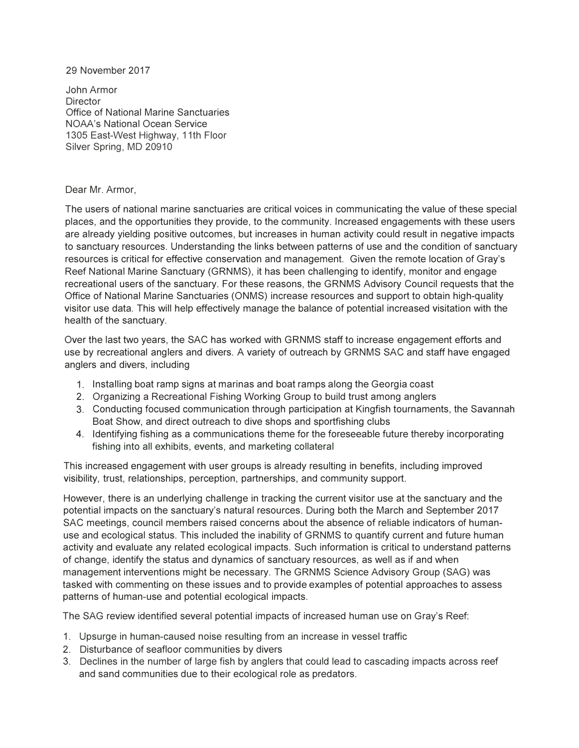29 November 2017

John Armor
Director
Office of National Marine Sanctuaries
NOAA's National Ocean Service
1305 East-West Highway, 11th Floor
Silver Spring, MD 20910

Dear Mr. Armor,

The users of national marine sanctuaries are critical voices in communicating the value of these special places, and the opportunities they provide, to the community. Increased engagements with these users are already yielding positive outcomes, but increases in human activity could result in negative impacts to sanctuary resources. Understanding the links between patterns of use and the condition of sanctuary resources is critical for effective conservation and management. Given the remote location of Gray's Reef National Marine Sanctuary (GRNMS), it has been challenging to identify, monitor and engage recreational users of the sanctuary. For these reasons, the GRNMS Advisory Council requests that the Office of National Marine Sanctuaries (ONMS) increase resources and support to obtain high-quality visitor use data. This will help effectively manage the balance of potential increased visitation with the health of the sanctuary.

Over the last two years, the SAC has worked with GRNMS staff to increase engagement efforts and use by recreational anglers and divers. A variety of outreach by GRNMS SAC and staff have engaged anglers and divers, including

1. Installing boat ramp signs at marinas and boat ramps along the Georgia coast
2. Organizing a Recreational Fishing Working Group to build trust among anglers
3. Conducting focused communication through participation at Kingfish tournaments, the Savannah Boat Show, and direct outreach to dive shops and sportfishing clubs
4. Identifying fishing as a communications theme for the foreseeable future thereby incorporating fishing into all exhibits, events, and marketing collateral

This increased engagement with user groups is already resulting in benefits, including improved visibility, trust, relationships, perception, partnerships, and community support.

However, there is an underlying challenge in tracking the current visitor use at the sanctuary and the potential impacts on the sanctuary's natural resources. During both the March and September 2017 SAC meetings, council members raised concerns about the absence of reliable indicators of human-use and ecological status. This included the inability of GRNMS to quantify current and future human activity and evaluate any related ecological impacts. Such information is critical to understand patterns of change, identify the status and dynamics of sanctuary resources, as well as if and when management interventions might be necessary. The GRNMS Science Advisory Group (SAG) was tasked with commenting on these issues and to provide examples of potential approaches to assess patterns of human-use and potential ecological impacts.

The SAG review identified several potential impacts of increased human use on Gray's Reef:

1. Upsurge in human-caused noise resulting from an increase in vessel traffic
2. Disturbance of seafloor communities by divers
3. Declines in the number of large fish by anglers that could lead to cascading impacts across reef and sand communities due to their ecological role as predators.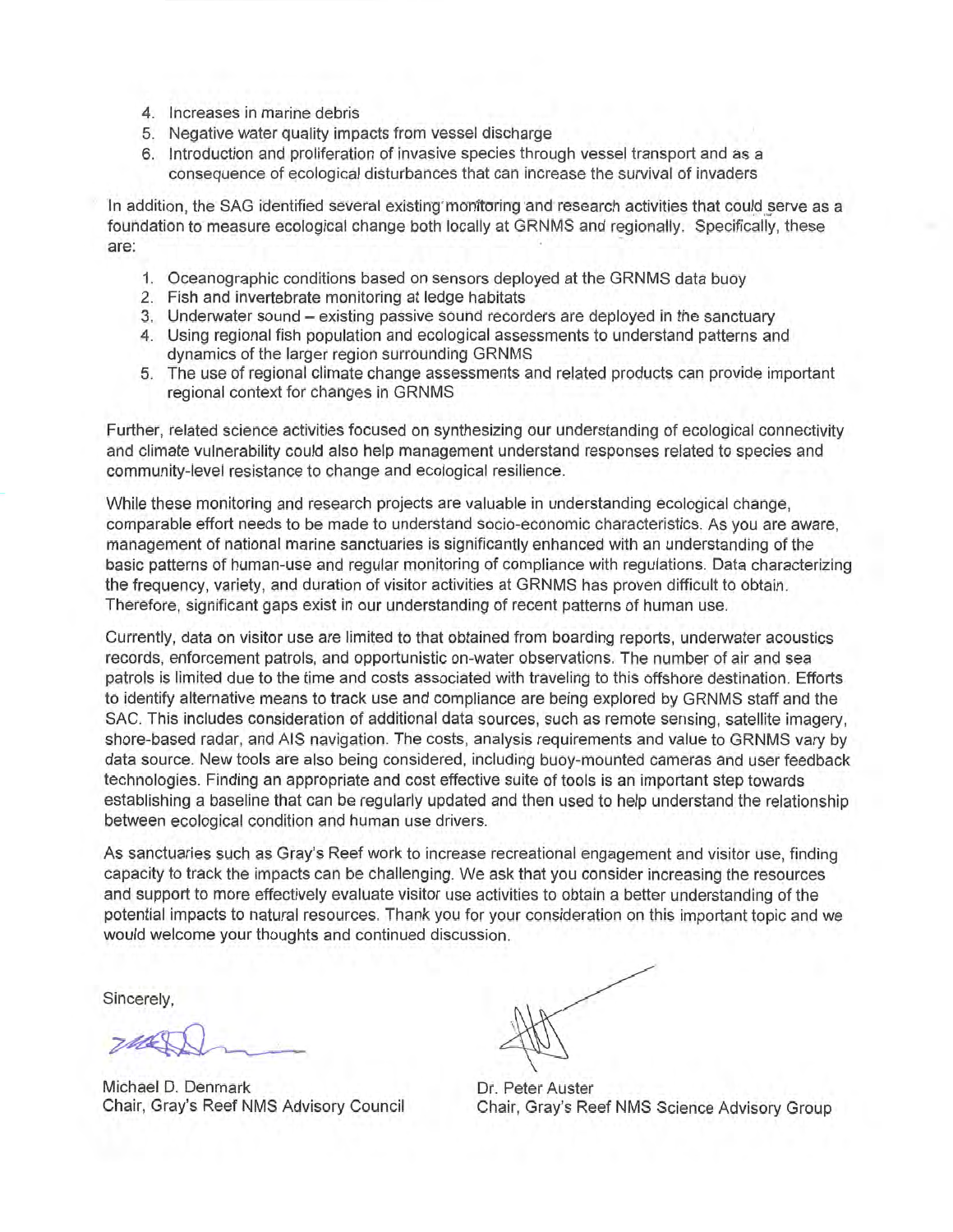4. Increases in marine debris
5. Negative water quality impacts from vessel discharge
6. Introduction and proliferation of invasive species through vessel transport and as a consequence of ecological disturbances that can increase the survival of invaders

In addition, the SAG identified several existing monitoring and research activities that could serve as a foundation to measure ecological change both locally at GRNMS and regionally. Specifically, these are:

1. Oceanographic conditions based on sensors deployed at the GRNMS data buoy
2. Fish and invertebrate monitoring at ledge habitats
3. Underwater sound – existing passive sound recorders are deployed in the sanctuary
4. Using regional fish population and ecological assessments to understand patterns and dynamics of the larger region surrounding GRNMS
5. The use of regional climate change assessments and related products can provide important regional context for changes in GRNMS

Further, related science activities focused on synthesizing our understanding of ecological connectivity and climate vulnerability could also help management understand responses related to species and community-level resistance to change and ecological resilience.

While these monitoring and research projects are valuable in understanding ecological change, comparable effort needs to be made to understand socio-economic characteristics. As you are aware, management of national marine sanctuaries is significantly enhanced with an understanding of the basic patterns of human-use and regular monitoring of compliance with regulations. Data characterizing the frequency, variety, and duration of visitor activities at GRNMS has proven difficult to obtain. Therefore, significant gaps exist in our understanding of recent patterns of human use.

Currently, data on visitor use are limited to that obtained from boarding reports, underwater acoustics records, enforcement patrols, and opportunistic on-water observations. The number of air and sea patrols is limited due to the time and costs associated with traveling to this offshore destination. Efforts to identify alternative means to track use and compliance are being explored by GRNMS staff and the SAC. This includes consideration of additional data sources, such as remote sensing, satellite imagery, shore-based radar, and AIS navigation. The costs, analysis requirements and value to GRNMS vary by data source. New tools are also being considered, including buoy-mounted cameras and user feedback technologies. Finding an appropriate and cost effective suite of tools is an important step towards establishing a baseline that can be regularly updated and then used to help understand the relationship between ecological condition and human use drivers.

As sanctuaries such as Gray's Reef work to increase recreational engagement and visitor use, finding capacity to track the impacts can be challenging. We ask that you consider increasing the resources and support to more effectively evaluate visitor use activities to obtain a better understanding of the potential impacts to natural resources. Thank you for your consideration on this important topic and we would welcome your thoughts and continued discussion.

Sincerely,

Michael D. Denmark
Chair, Gray's Reef NMS Advisory Council

Dr. Peter Auster
Chair, Gray's Reef NMS Science Advisory Group